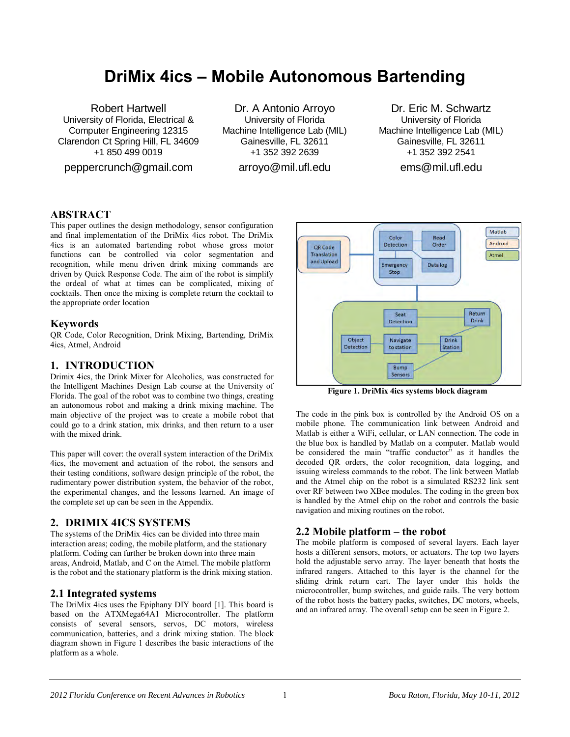# DriMix 4ics – Mobile Autonomous Bartending

Robert Hartwell
University of Florida, Electrical & Computer Engineering 12315 Clarendon Ct Spring Hill, FL 34609
+1 850 499 0019
peppercrunch@gmail.com

Dr. A Antonio Arroyo
University of Florida
Machine Intelligence Lab (MIL)
Gainesville, FL 32611
+1 352 392 2639
arroyo@mil.ufl.edu

Dr. Eric M. Schwartz
University of Florida
Machine Intelligence Lab (MIL)
Gainesville, FL 32611
+1 352 392 2541
ems@mil.ufl.edu

## ABSTRACT

This paper outlines the design methodology, sensor configuration and final implementation of the DriMix 4ics robot. The DriMix 4ics is an automated bartending robot whose gross motor functions can be controlled via color segmentation and recognition, while menu driven drink mixing commands are driven by Quick Response Code. The aim of the robot is simplify the ordeal of what at times can be complicated, mixing of cocktails. Then once the mixing is complete return the cocktail to the appropriate order location

## Keywords

QR Code, Color Recognition, Drink Mixing, Bartending, DriMix 4ics, Atmel, Android

## 1. INTRODUCTION

Drimix 4ics, the Drink Mixer for Alcoholics, was constructed for the Intelligent Machines Design Lab course at the University of Florida. The goal of the robot was to combine two things, creating an autonomous robot and making a drink mixing machine. The main objective of the project was to create a mobile robot that could go to a drink station, mix drinks, and then return to a user with the mixed drink.

This paper will cover: the overall system interaction of the DriMix 4ics, the movement and actuation of the robot, the sensors and their testing conditions, software design principle of the robot, the rudimentary power distribution system, the behavior of the robot, the experimental changes, and the lessons learned. An image of the complete set up can be seen in the Appendix.

## 2. DRIMIX 4ICS SYSTEMS

The systems of the DriMix 4ics can be divided into three main interaction areas; coding, the mobile platform, and the stationary platform. Coding can further be broken down into three main areas, Android, Matlab, and C on the Atmel. The mobile platform is the robot and the stationary platform is the drink mixing station.

### 2.1 Integrated systems

The DriMix 4ics uses the Epiphany DIY board [1]. This board is based on the ATXMega64A1 Microcontroller. The platform consists of several sensors, servos, DC motors, wireless communication, batteries, and a drink mixing station. The block diagram shown in Figure 1 describes the basic interactions of the platform as a whole.

**Figure 1. DriMix 4ics systems block diagram**

The code in the pink box is controlled by the Android OS on a mobile phone. The communication link between Android and Matlab is either a WiFi, cellular, or LAN connection. The code in the blue box is handled by Matlab on a computer. Matlab would be considered the main "traffic conductor" as it handles the decoded QR orders, the color recognition, data logging, and issuing wireless commands to the robot. The link between Matlab and the Atmel chip on the robot is a simulated RS232 link sent over RF between two XBee modules. The coding in the green box is handled by the Atmel chip on the robot and controls the basic navigation and mixing routines on the robot.

### 2.2 Mobile platform – the robot

The mobile platform is composed of several layers. Each layer hosts a different sensors, motors, or actuators. The top two layers hold the adjustable servo array. The layer beneath that hosts the infrared rangers. Attached to this layer is the channel for the sliding drink return cart. The layer under this holds the microcontroller, bump switches, and guide rails. The very bottom of the robot hosts the battery packs, switches, DC motors, wheels, and an infrared array. The overall setup can be seen in Figure 2.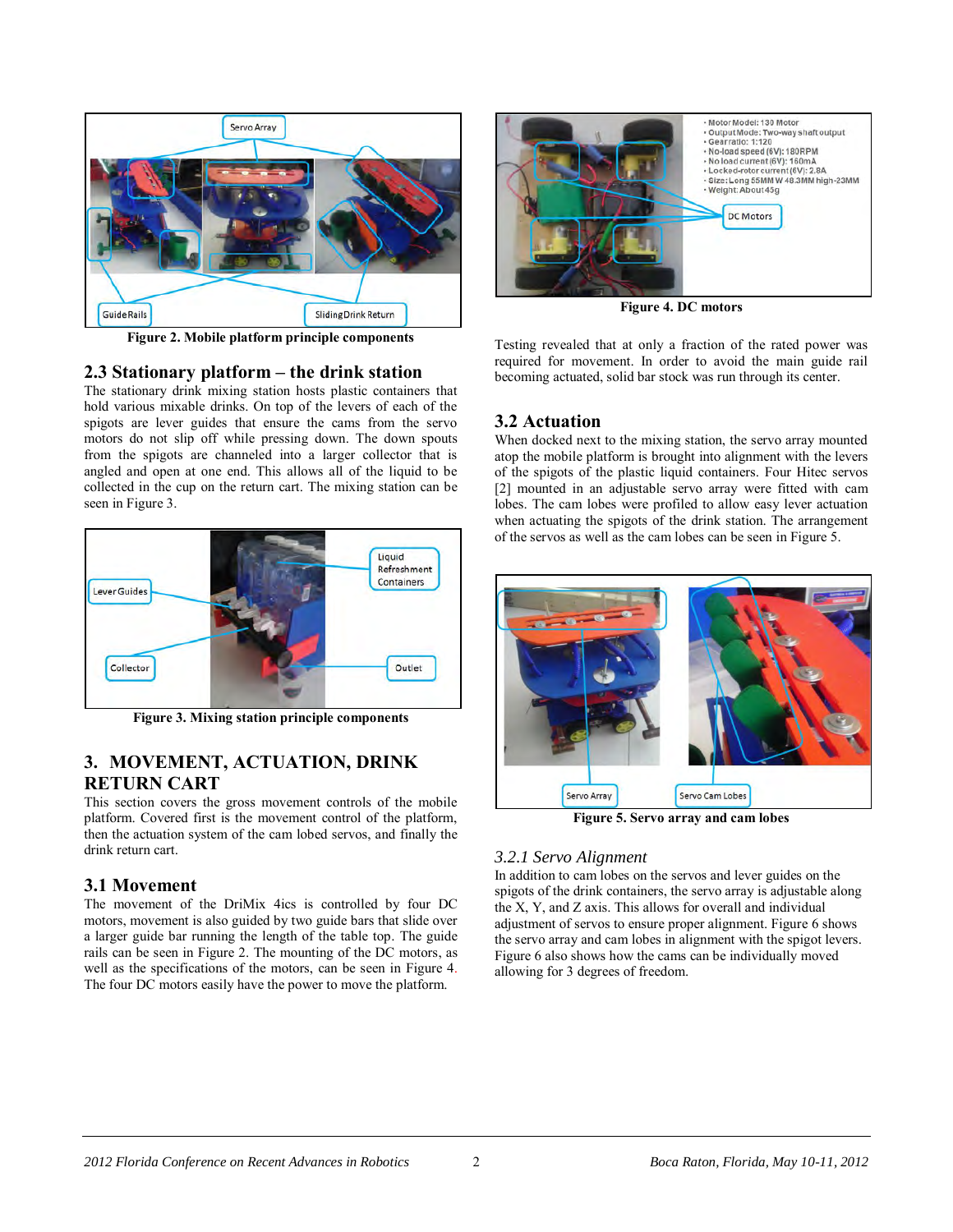Figure 2. Mobile platform principle components

## 2.3 Stationary platform – the drink station

The stationary drink mixing station hosts plastic containers that hold various mixable drinks. On top of the levers of each of the spigots are lever guides that ensure the cams from the servo motors do not slip off while pressing down. The down spouts from the spigots are channeled into a larger collector that is angled and open at one end. This allows all of the liquid to be collected in the cup on the return cart. The mixing station can be seen in Figure 3.

Figure 3. Mixing station principle components

# 3. MOVEMENT, ACTUATION, DRINK RETURN CART

This section covers the gross movement controls of the mobile platform. Covered first is the movement control of the platform, then the actuation system of the cam lobed servos, and finally the drink return cart.

## 3.1 Movement

The movement of the DriMix 4ics is controlled by four DC motors, movement is also guided by two guide bars that slide over a larger guide bar running the length of the table top. The guide rails can be seen in Figure 2. The mounting of the DC motors, as well as the specifications of the motors, can be seen in Figure 4. The four DC motors easily have the power to move the platform.

Figure 4. DC motors

Testing revealed that at only a fraction of the rated power was required for movement. In order to avoid the main guide rail becoming actuated, solid bar stock was run through its center.

## 3.2 Actuation

When docked next to the mixing station, the servo array mounted atop the mobile platform is brought into alignment with the levers of the spigots of the plastic liquid containers. Four Hitec servos [2] mounted in an adjustable servo array were fitted with cam lobes. The cam lobes were profiled to allow easy lever actuation when actuating the spigots of the drink station. The arrangement of the servos as well as the cam lobes can be seen in Figure 5.

Figure 5. Servo array and cam lobes

### *3.2.1 Servo Alignment*

In addition to cam lobes on the servos and lever guides on the spigots of the drink containers, the servo array is adjustable along the X, Y, and Z axis. This allows for overall and individual adjustment of servos to ensure proper alignment. Figure 6 shows the servo array and cam lobes in alignment with the spigot levers. Figure 6 also shows how the cams can be individually moved allowing for 3 degrees of freedom.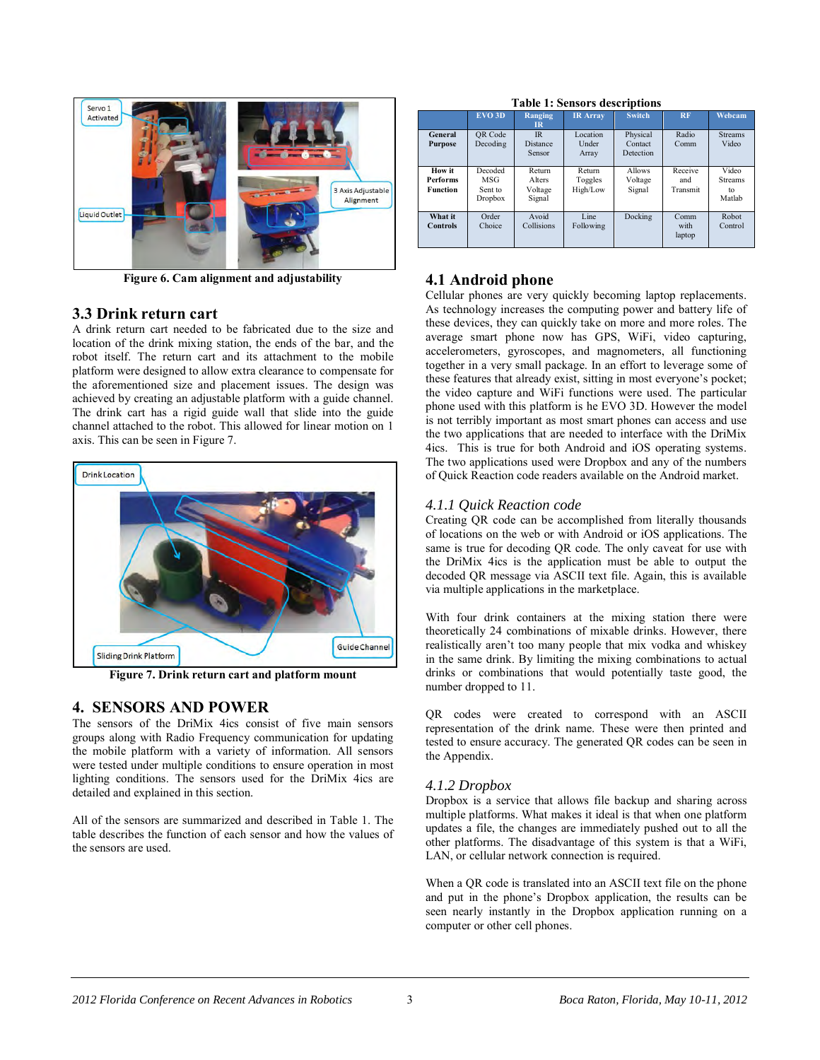Figure 6. Cam alignment and adjustability

## 3.3 Drink return cart

A drink return cart needed to be fabricated due to the size and location of the drink mixing station, the ends of the bar, and the robot itself. The return cart and its attachment to the mobile platform were designed to allow extra clearance to compensate for the aforementioned size and placement issues. The design was achieved by creating an adjustable platform with a guide channel. The drink cart has a rigid guide wall that slide into the guide channel attached to the robot. This allowed for linear motion on 1 axis. This can be seen in Figure 7.

Figure 7. Drink return cart and platform mount

# 4. SENSORS AND POWER

The sensors of the DriMix 4ics consist of five main sensors groups along with Radio Frequency communication for updating the mobile platform with a variety of information. All sensors were tested under multiple conditions to ensure operation in most lighting conditions. The sensors used for the DriMix 4ics are detailed and explained in this section.

All of the sensors are summarized and described in Table 1. The table describes the function of each sensor and how the values of the sensors are used.

**Table 1: Sensors descriptions**

| | EVO 3D | Ranging IR | IR Array | Switch | RF | Webcam |
|---|---|---|---|---|---|---|
| **General Purpose** | QR Code Decoding | IR Distance Sensor | Location Under Array | Physical Contact Detection | Radio Comm | Streams Video |
| **How it Performs Function** | Decoded MSG Sent to Dropbox | Return Alters Voltage Signal | Return Toggles High/Low | Allows Voltage Signal | Receive and Transmit | Video Streams to Matlab |
| **What it Controls** | Order Choice | Avoid Collisions | Line Following | Docking | Comm with laptop | Robot Control |

## 4.1 Android phone

Cellular phones are very quickly becoming laptop replacements. As technology increases the computing power and battery life of these devices, they can quickly take on more and more roles. The average smart phone now has GPS, WiFi, video capturing, accelerometers, gyroscopes, and magnetometers, all functioning together in a very small package. In an effort to leverage some of these features that already exist, sitting in most everyone's pocket; the video capture and WiFi functions were used. The particular phone used with this platform is he EVO 3D. However the model is not terribly important as most smart phones can access and use the two applications that are needed to interface with the DriMix 4ics. This is true for both Android and iOS operating systems. The two applications used were Dropbox and any of the numbers of Quick Reaction code readers available on the Android market.

### *4.1.1 Quick Reaction code*

Creating QR code can be accomplished from literally thousands of locations on the web or with Android or iOS applications. The same is true for decoding QR code. The only caveat for use with the DriMix 4ics is the application must be able to output the decoded QR message via ASCII text file. Again, this is available via multiple applications in the marketplace.

With four drink containers at the mixing station there were theoretically 24 combinations of mixable drinks. However, there realistically aren't too many people that mix vodka and whiskey in the same drink. By limiting the mixing combinations to actual drinks or combinations that would potentially taste good, the number dropped to 11.

QR codes were created to correspond with an ASCII representation of the drink name. These were then printed and tested to ensure accuracy. The generated QR codes can be seen in the Appendix.

### *4.1.2 Dropbox*

Dropbox is a service that allows file backup and sharing across multiple platforms. What makes it ideal is that when one platform updates a file, the changes are immediately pushed out to all the other platforms. The disadvantage of this system is that a WiFi, LAN, or cellular network connection is required.

When a QR code is translated into an ASCII text file on the phone and put in the phone's Dropbox application, the results can be seen nearly instantly in the Dropbox application running on a computer or other cell phones.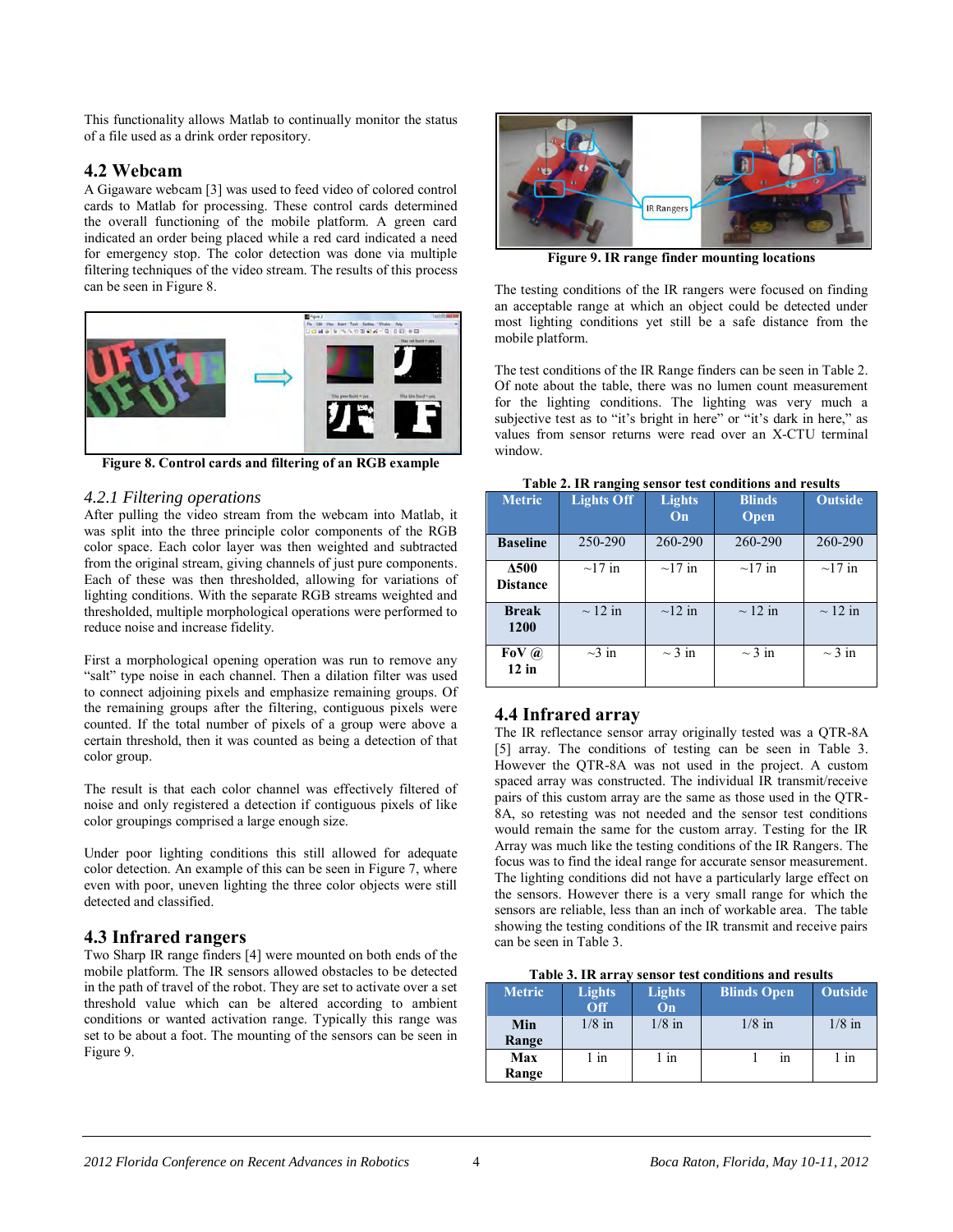This functionality allows Matlab to continually monitor the status of a file used as a drink order repository.

## 4.2 Webcam

A Gigaware webcam [3] was used to feed video of colored control cards to Matlab for processing. These control cards determined the overall functioning of the mobile platform. A green card indicated an order being placed while a red card indicated a need for emergency stop. The color detection was done via multiple filtering techniques of the video stream. The results of this process can be seen in Figure 8.

**Figure 8. Control cards and filtering of an RGB example**

### *4.2.1 Filtering operations*

After pulling the video stream from the webcam into Matlab, it was split into the three principle color components of the RGB color space. Each color layer was then weighted and subtracted from the original stream, giving channels of just pure components. Each of these was then thresholded, allowing for variations of lighting conditions. With the separate RGB streams weighted and thresholded, multiple morphological operations were performed to reduce noise and increase fidelity.

First a morphological opening operation was run to remove any "salt" type noise in each channel. Then a dilation filter was used to connect adjoining pixels and emphasize remaining groups. Of the remaining groups after the filtering, contiguous pixels were counted. If the total number of pixels of a group were above a certain threshold, then it was counted as being a detection of that color group.

The result is that each color channel was effectively filtered of noise and only registered a detection if contiguous pixels of like color groupings comprised a large enough size.

Under poor lighting conditions this still allowed for adequate color detection. An example of this can be seen in Figure 7, where even with poor, uneven lighting the three color objects were still detected and classified.

## 4.3 Infrared rangers

Two Sharp IR range finders [4] were mounted on both ends of the mobile platform. The IR sensors allowed obstacles to be detected in the path of travel of the robot. They are set to activate over a set threshold value which can be altered according to ambient conditions or wanted activation range. Typically this range was set to be about a foot. The mounting of the sensors can be seen in Figure 9.

**Figure 9. IR range finder mounting locations**

The testing conditions of the IR rangers were focused on finding an acceptable range at which an object could be detected under most lighting conditions yet still be a safe distance from the mobile platform.

The test conditions of the IR Range finders can be seen in Table 2. Of note about the table, there was no lumen count measurement for the lighting conditions. The lighting was very much a subjective test as to "it's bright in here" or "it's dark in here," as values from sensor returns were read over an X-CTU terminal window.

**Table 2. IR ranging sensor test conditions and results**

| Metric | Lights Off | Lights On | Blinds Open | Outside |
|---|---|---|---|---|
| **Baseline** | 250-290 | 260-290 | 260-290 | 260-290 |
| **Δ500 Distance** | ~17 in | ~17 in | ~17 in | ~17 in |
| **Break 1200** | ~ 12 in | ~12 in | ~ 12 in | ~ 12 in |
| **FoV @ 12 in** | ~3 in | ~ 3 in | ~ 3 in | ~ 3 in |

## 4.4 Infrared array

The IR reflectance sensor array originally tested was a QTR-8A [5] array. The conditions of testing can be seen in Table 3. However the QTR-8A was not used in the project. A custom spaced array was constructed. The individual IR transmit/receive pairs of this custom array are the same as those used in the QTR-8A, so retesting was not needed and the sensor test conditions would remain the same for the custom array. Testing for the IR Array was much like the testing conditions of the IR Rangers. The focus was to find the ideal range for accurate sensor measurement. The lighting conditions did not have a particularly large effect on the sensors. However there is a very small range for which the sensors are reliable, less than an inch of workable area. The table showing the testing conditions of the IR transmit and receive pairs can be seen in Table 3.

**Table 3. IR array sensor test conditions and results**

| Metric | Lights Off | Lights On | Blinds Open | Outside |
|---|---|---|---|---|
| **Min Range** | 1/8 in | 1/8 in | 1/8 in | 1/8 in |
| **Max Range** | 1 in | 1 in | 1 in | 1 in |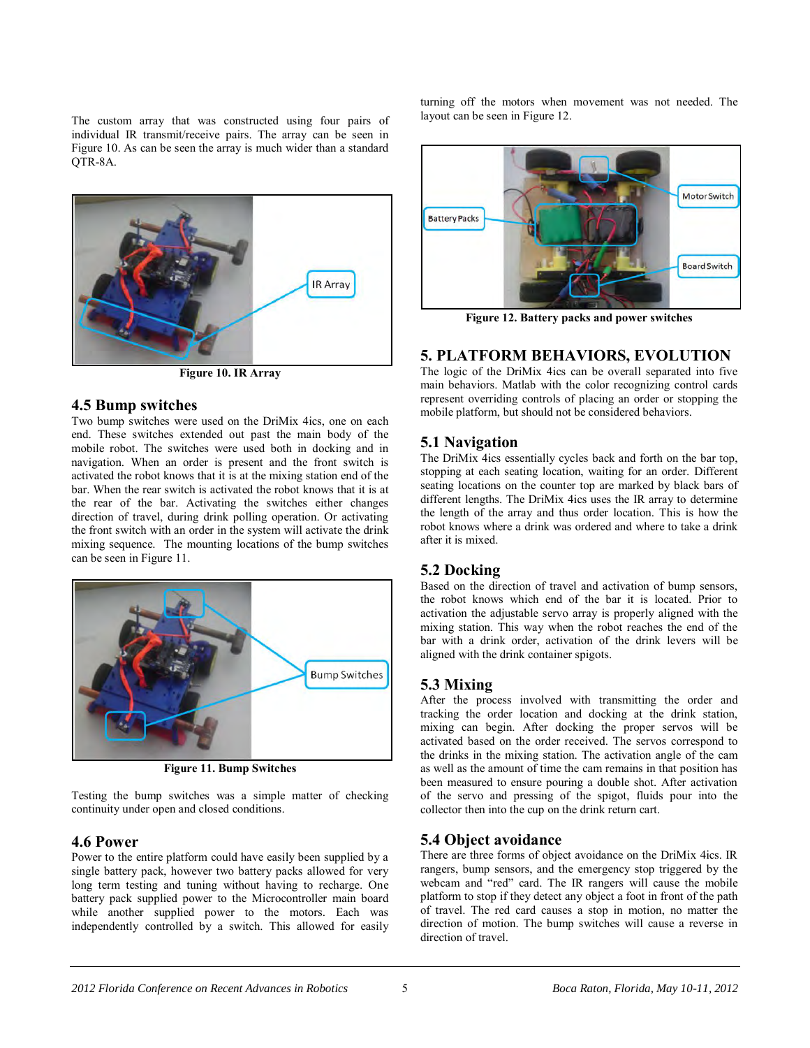The custom array that was constructed using four pairs of individual IR transmit/receive pairs. The array can be seen in Figure 10. As can be seen the array is much wider than a standard QTR-8A.

**Figure 10. IR Array**

## 4.5 Bump switches

Two bump switches were used on the DriMix 4ics, one on each end. These switches extended out past the main body of the mobile robot. The switches were used both in docking and in navigation. When an order is present and the front switch is activated the robot knows that it is at the mixing station end of the bar. When the rear switch is activated the robot knows that it is at the rear of the bar. Activating the switches either changes direction of travel, during drink polling operation. Or activating the front switch with an order in the system will activate the drink mixing sequence. The mounting locations of the bump switches can be seen in Figure 11.

**Figure 11. Bump Switches**

Testing the bump switches was a simple matter of checking continuity under open and closed conditions.

## 4.6 Power

Power to the entire platform could have easily been supplied by a single battery pack, however two battery packs allowed for very long term testing and tuning without having to recharge. One battery pack supplied power to the Microcontroller main board while another supplied power to the motors. Each was independently controlled by a switch. This allowed for easily turning off the motors when movement was not needed. The layout can be seen in Figure 12.

**Figure 12. Battery packs and power switches**

# 5. PLATFORM BEHAVIORS, EVOLUTION

The logic of the DriMix 4ics can be overall separated into five main behaviors. Matlab with the color recognizing control cards represent overriding controls of placing an order or stopping the mobile platform, but should not be considered behaviors.

## 5.1 Navigation

The DriMix 4ics essentially cycles back and forth on the bar top, stopping at each seating location, waiting for an order. Different seating locations on the counter top are marked by black bars of different lengths. The DriMix 4ics uses the IR array to determine the length of the array and thus order location. This is how the robot knows where a drink was ordered and where to take a drink after it is mixed.

## 5.2 Docking

Based on the direction of travel and activation of bump sensors, the robot knows which end of the bar it is located. Prior to activation the adjustable servo array is properly aligned with the mixing station. This way when the robot reaches the end of the bar with a drink order, activation of the drink levers will be aligned with the drink container spigots.

## 5.3 Mixing

After the process involved with transmitting the order and tracking the order location and docking at the drink station, mixing can begin. After docking the proper servos will be activated based on the order received. The servos correspond to the drinks in the mixing station. The activation angle of the cam as well as the amount of time the cam remains in that position has been measured to ensure pouring a double shot. After activation of the servo and pressing of the spigot, fluids pour into the collector then into the cup on the drink return cart.

## 5.4 Object avoidance

There are three forms of object avoidance on the DriMix 4ics. IR rangers, bump sensors, and the emergency stop triggered by the webcam and "red" card. The IR rangers will cause the mobile platform to stop if they detect any object a foot in front of the path of travel. The red card causes a stop in motion, no matter the direction of motion. The bump switches will cause a reverse in direction of travel.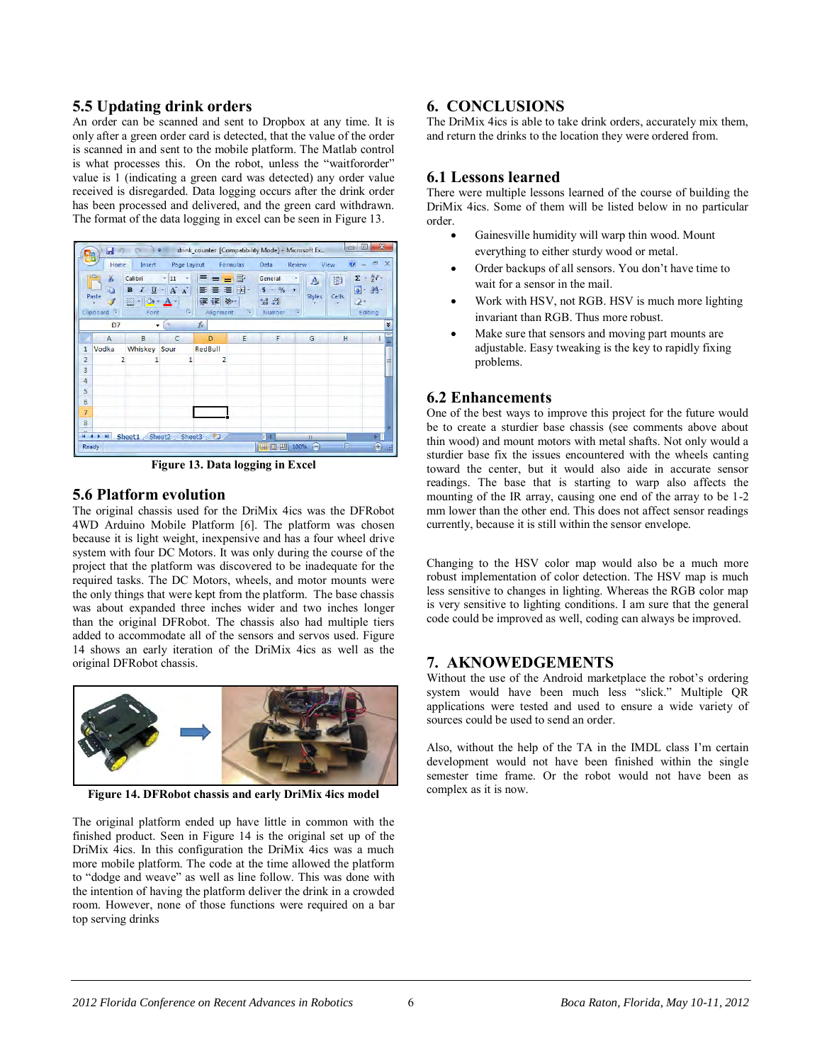## 5.5 Updating drink orders

An order can be scanned and sent to Dropbox at any time. It is only after a green order card is detected, that the value of the order is scanned in and sent to the mobile platform. The Matlab control is what processes this. On the robot, unless the "waitfororder" value is 1 (indicating a green card was detected) any order value received is disregarded. Data logging occurs after the drink order has been processed and delivered, and the green card withdrawn. The format of the data logging in excel can be seen in Figure 13.

**Figure 13. Data logging in Excel**

## 5.6 Platform evolution

The original chassis used for the DriMix 4ics was the DFRobot 4WD Arduino Mobile Platform [6]. The platform was chosen because it is light weight, inexpensive and has a four wheel drive system with four DC Motors. It was only during the course of the project that the platform was discovered to be inadequate for the required tasks. The DC Motors, wheels, and motor mounts were the only things that were kept from the platform. The base chassis was about expanded three inches wider and two inches longer than the original DFRobot. The chassis also had multiple tiers added to accommodate all of the sensors and servos used. Figure 14 shows an early iteration of the DriMix 4ics as well as the original DFRobot chassis.

**Figure 14. DFRobot chassis and early DriMix 4ics model**

The original platform ended up have little in common with the finished product. Seen in Figure 14 is the original set up of the DriMix 4ics. In this configuration the DriMix 4ics was a much more mobile platform. The code at the time allowed the platform to "dodge and weave" as well as line follow. This was done with the intention of having the platform deliver the drink in a crowded room. However, none of those functions were required on a bar top serving drinks

## 6. CONCLUSIONS

The DriMix 4ics is able to take drink orders, accurately mix them, and return the drinks to the location they were ordered from.

## 6.1 Lessons learned

There were multiple lessons learned of the course of building the DriMix 4ics. Some of them will be listed below in no particular order.

- Gainesville humidity will warp thin wood. Mount everything to either sturdy wood or metal.
- Order backups of all sensors. You don't have time to wait for a sensor in the mail.
- Work with HSV, not RGB. HSV is much more lighting invariant than RGB. Thus more robust.
- Make sure that sensors and moving part mounts are adjustable. Easy tweaking is the key to rapidly fixing problems.

## 6.2 Enhancements

One of the best ways to improve this project for the future would be to create a sturdier base chassis (see comments above about thin wood) and mount motors with metal shafts. Not only would a sturdier base fix the issues encountered with the wheels canting toward the center, but it would also aide in accurate sensor readings. The base that is starting to warp also affects the mounting of the IR array, causing one end of the array to be 1-2 mm lower than the other end. This does not affect sensor readings currently, because it is still within the sensor envelope.

Changing to the HSV color map would also be a much more robust implementation of color detection. The HSV map is much less sensitive to changes in lighting. Whereas the RGB color map is very sensitive to lighting conditions. I am sure that the general code could be improved as well, coding can always be improved.

## 7. AKNOWEDGEMENTS

Without the use of the Android marketplace the robot's ordering system would have been much less "slick." Multiple QR applications were tested and used to ensure a wide variety of sources could be used to send an order.

Also, without the help of the TA in the IMDL class I'm certain development would not have been finished within the single semester time frame. Or the robot would not have been as complex as it is now.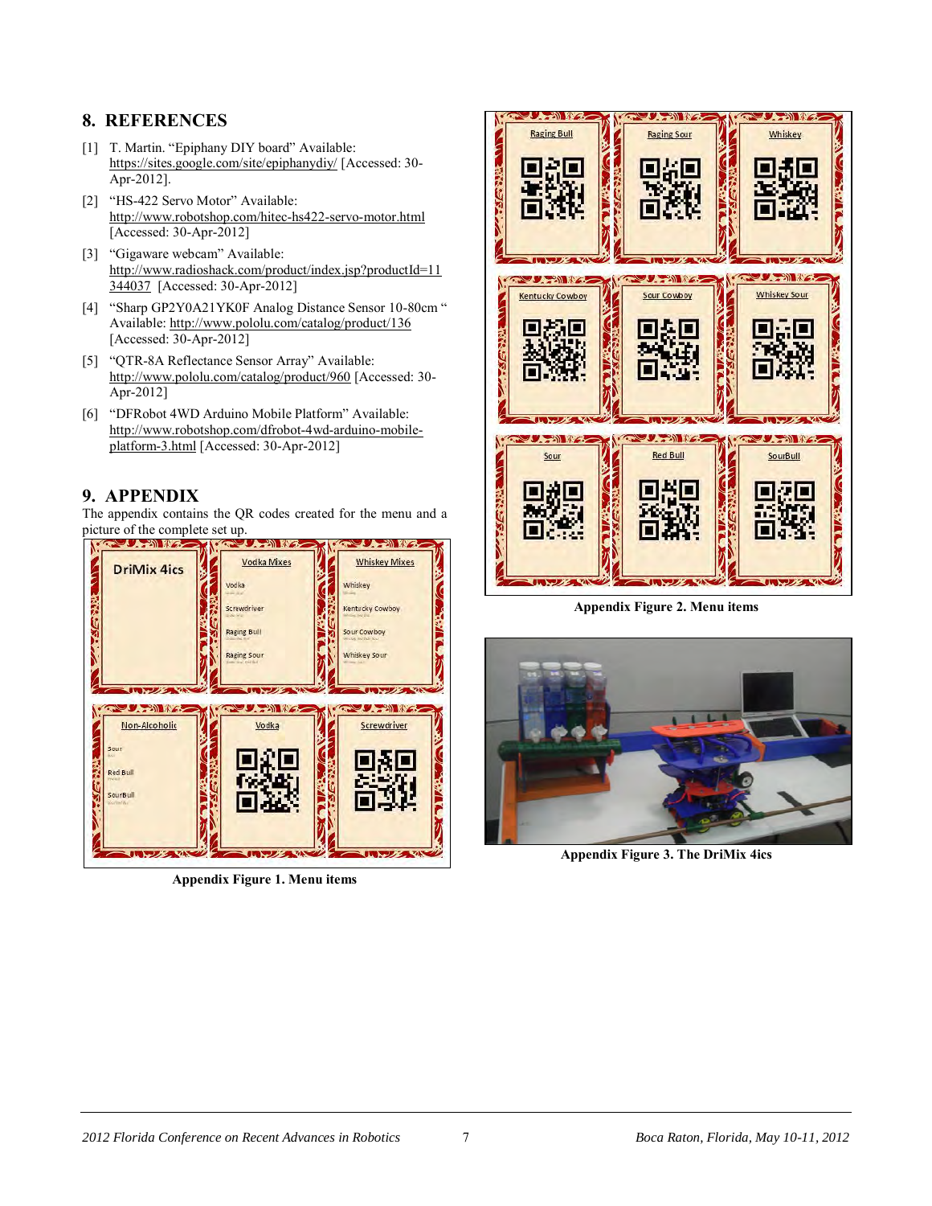## 8. REFERENCES

[1] T. Martin. "Epiphany DIY board" Available: https://sites.google.com/site/epiphanydiy/ [Accessed: 30-Apr-2012].

[2] "HS-422 Servo Motor" Available: http://www.robotshop.com/hitec-hs422-servo-motor.html [Accessed: 30-Apr-2012]

[3] "Gigaware webcam" Available: http://www.radioshack.com/product/index.jsp?productId=11344037 [Accessed: 30-Apr-2012]

[4] "Sharp GP2Y0A21YK0F Analog Distance Sensor 10-80cm " Available: http://www.pololu.com/catalog/product/136 [Accessed: 30-Apr-2012]

[5] "QTR-8A Reflectance Sensor Array" Available: http://www.pololu.com/catalog/product/960 [Accessed: 30-Apr-2012]

[6] "DFRobot 4WD Arduino Mobile Platform" Available: http://www.robotshop.com/dfrobot-4wd-arduino-mobile-platform-3.html [Accessed: 30-Apr-2012]

## 9. APPENDIX

The appendix contains the QR codes created for the menu and a picture of the complete set up.

**Appendix Figure 1. Menu items**

**Appendix Figure 2. Menu items**

**Appendix Figure 3. The DriMix 4ics**